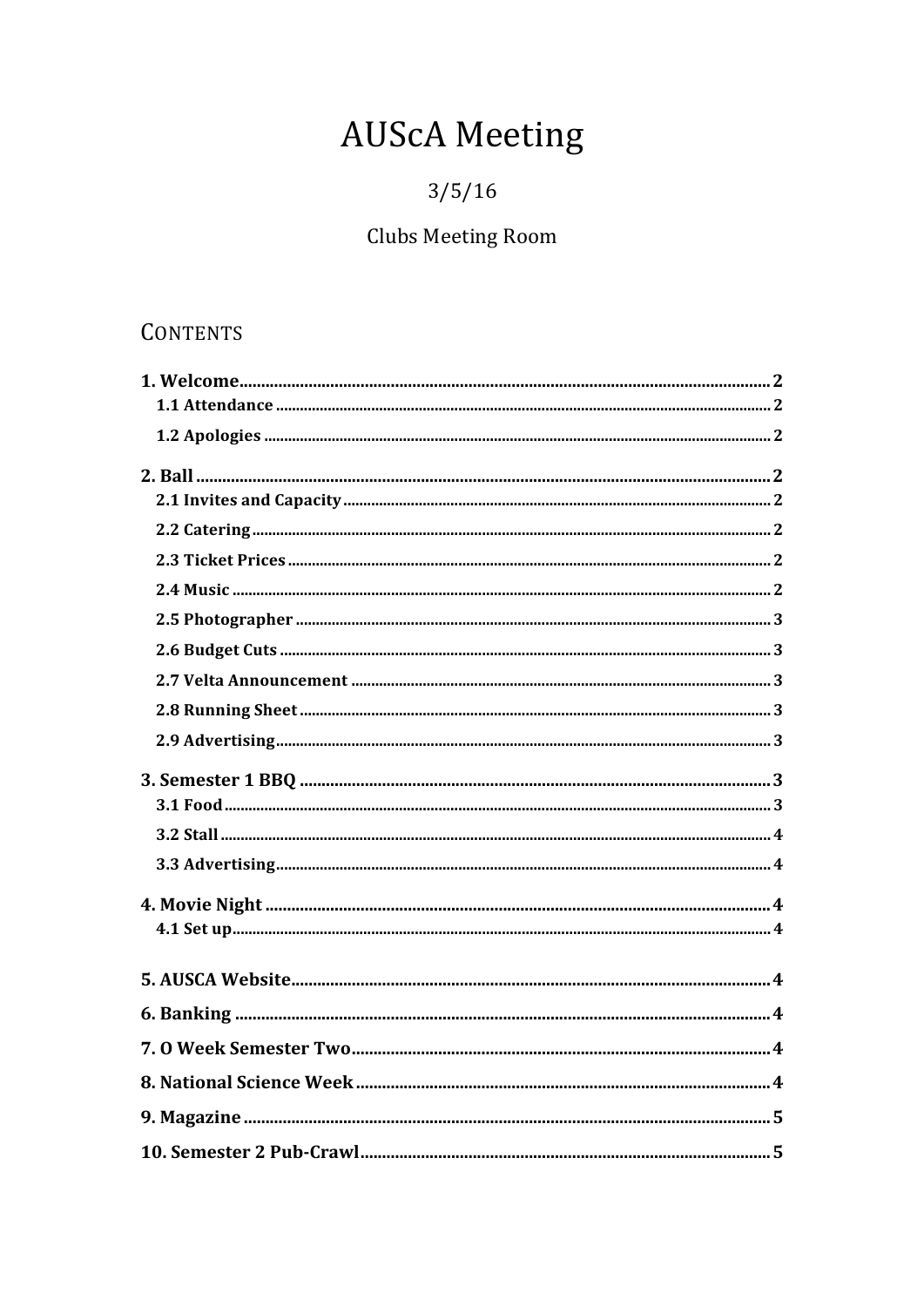# AUScA Meeting

3/5/16

Clubs Meeting Room

## CONTENTS

**1. Welcome** .......... **2**
- 1.1 Attendance .......... 2
- 1.2 Apologies .......... 2

**2. Ball** .......... **2**
- 2.1 Invites and Capacity .......... 2
- 2.2 Catering .......... 2
- 2.3 Ticket Prices .......... 2
- 2.4 Music .......... 2
- 2.5 Photographer .......... 3
- 2.6 Budget Cuts .......... 3
- 2.7 Velta Announcement .......... 3
- 2.8 Running Sheet .......... 3
- 2.9 Advertising .......... 3

**3. Semester 1 BBQ** .......... **3**
- 3.1 Food .......... 3
- 3.2 Stall .......... 4
- 3.3 Advertising .......... 4

**4. Movie Night** .......... **4**
- 4.1 Set up .......... 4

**5. AUSCA Website** .......... **4**

**6. Banking** .......... **4**

**7. O Week Semester Two** .......... **4**

**8. National Science Week** .......... **4**

**9. Magazine** .......... **5**

**10. Semester 2 Pub-Crawl** .......... **5**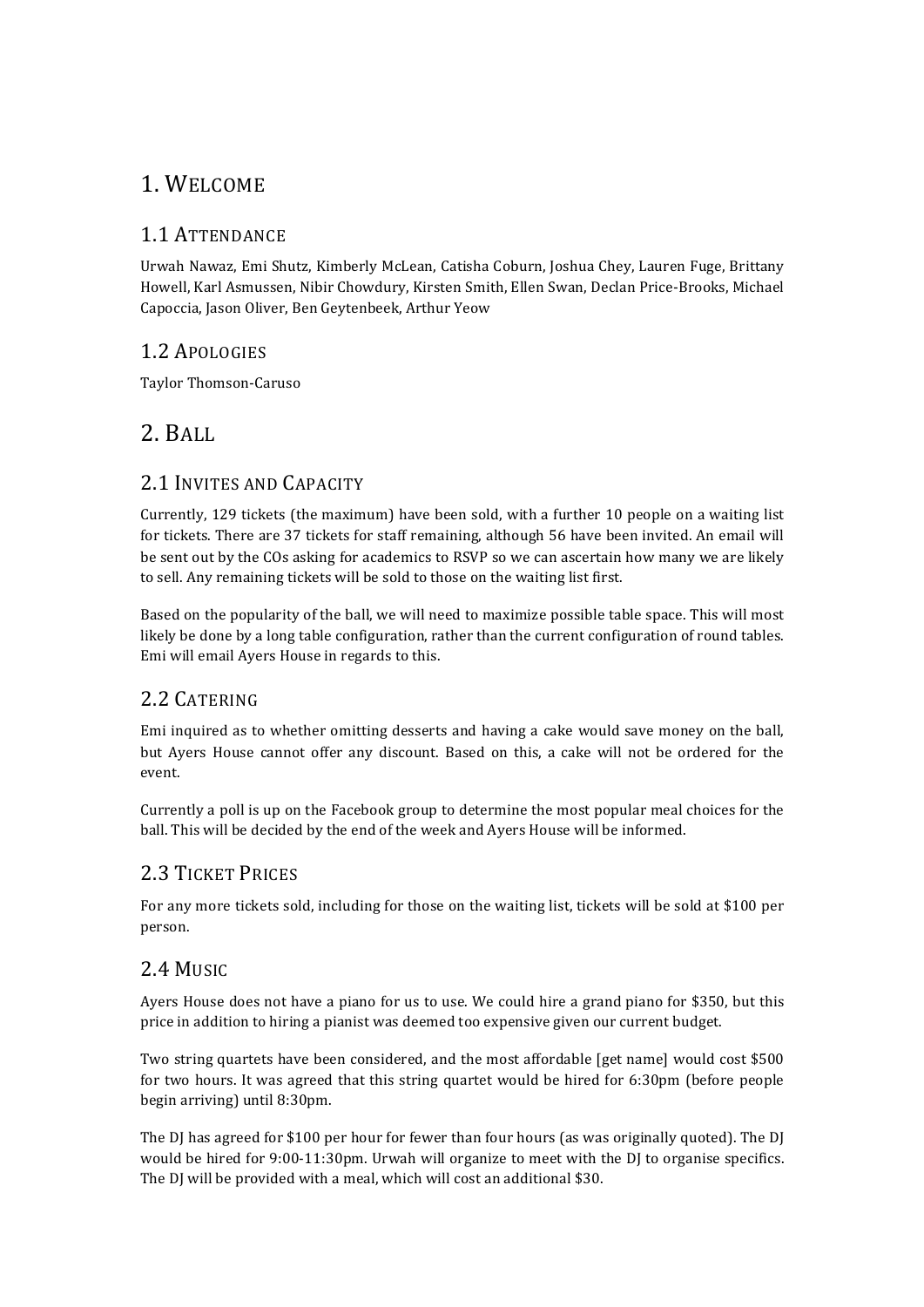# 1. Welcome

## 1.1 Attendance

Urwah Nawaz, Emi Shutz, Kimberly McLean, Catisha Coburn, Joshua Chey, Lauren Fuge, Brittany Howell, Karl Asmussen, Nibir Chowdury, Kirsten Smith, Ellen Swan, Declan Price-Brooks, Michael Capoccia, Jason Oliver, Ben Geytenbeek, Arthur Yeow

## 1.2 Apologies

Taylor Thomson-Caruso

# 2. Ball

## 2.1 Invites and Capacity

Currently, 129 tickets (the maximum) have been sold, with a further 10 people on a waiting list for tickets. There are 37 tickets for staff remaining, although 56 have been invited. An email will be sent out by the COs asking for academics to RSVP so we can ascertain how many we are likely to sell. Any remaining tickets will be sold to those on the waiting list first.

Based on the popularity of the ball, we will need to maximize possible table space. This will most likely be done by a long table configuration, rather than the current configuration of round tables. Emi will email Ayers House in regards to this.

## 2.2 Catering

Emi inquired as to whether omitting desserts and having a cake would save money on the ball, but Ayers House cannot offer any discount. Based on this, a cake will not be ordered for the event.

Currently a poll is up on the Facebook group to determine the most popular meal choices for the ball. This will be decided by the end of the week and Ayers House will be informed.

## 2.3 Ticket Prices

For any more tickets sold, including for those on the waiting list, tickets will be sold at $100 per person.

## 2.4 Music

Ayers House does not have a piano for us to use. We could hire a grand piano for $350, but this price in addition to hiring a pianist was deemed too expensive given our current budget.

Two string quartets have been considered, and the most affordable [get name] would cost $500 for two hours. It was agreed that this string quartet would be hired for 6:30pm (before people begin arriving) until 8:30pm.

The DJ has agreed for $100 per hour for fewer than four hours (as was originally quoted). The DJ would be hired for 9:00-11:30pm. Urwah will organize to meet with the DJ to organise specifics. The DJ will be provided with a meal, which will cost an additional $30.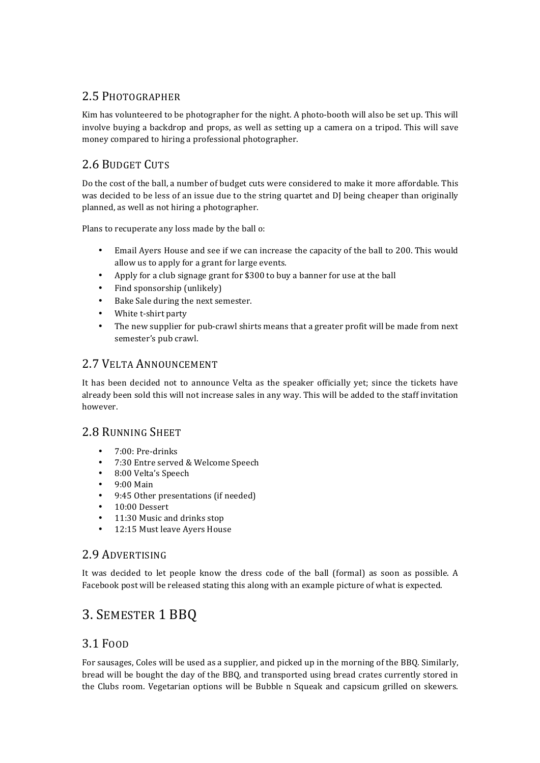## 2.5 Photographer

Kim has volunteered to be photographer for the night. A photo-booth will also be set up. This will involve buying a backdrop and props, as well as setting up a camera on a tripod. This will save money compared to hiring a professional photographer.

## 2.6 Budget Cuts

Do the cost of the ball, a number of budget cuts were considered to make it more affordable. This was decided to be less of an issue due to the string quartet and DJ being cheaper than originally planned, as well as not hiring a photographer.

Plans to recuperate any loss made by the ball o:

- Email Ayers House and see if we can increase the capacity of the ball to 200. This would allow us to apply for a grant for large events.
- Apply for a club signage grant for $300 to buy a banner for use at the ball
- Find sponsorship (unlikely)
- Bake Sale during the next semester.
- White t-shirt party
- The new supplier for pub-crawl shirts means that a greater profit will be made from next semester's pub crawl.

## 2.7 Velta Announcement

It has been decided not to announce Velta as the speaker officially yet; since the tickets have already been sold this will not increase sales in any way. This will be added to the staff invitation however.

## 2.8 Running Sheet

- 7:00: Pre-drinks
- 7:30 Entre served & Welcome Speech
- 8:00 Velta's Speech
- 9:00 Main
- 9:45 Other presentations (if needed)
- 10:00 Dessert
- 11:30 Music and drinks stop
- 12:15 Must leave Ayers House

## 2.9 Advertising

It was decided to let people know the dress code of the ball (formal) as soon as possible. A Facebook post will be released stating this along with an example picture of what is expected.

# 3. Semester 1 BBQ

## 3.1 Food

For sausages, Coles will be used as a supplier, and picked up in the morning of the BBQ. Similarly, bread will be bought the day of the BBQ, and transported using bread crates currently stored in the Clubs room. Vegetarian options will be Bubble n Squeak and capsicum grilled on skewers.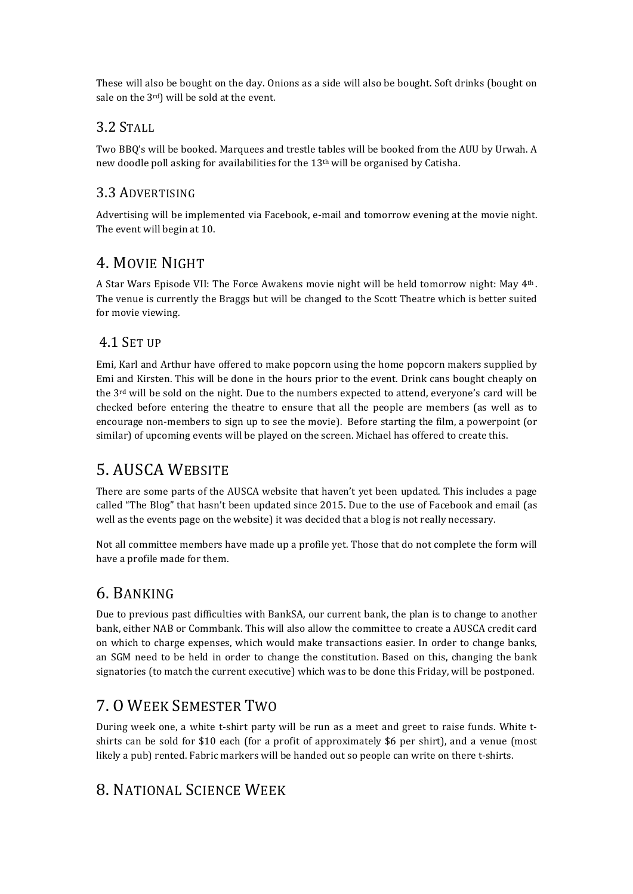These will also be bought on the day. Onions as a side will also be bought. Soft drinks (bought on sale on the 3rd) will be sold at the event.

### 3.2 Stall

Two BBQ's will be booked. Marquees and trestle tables will be booked from the AUU by Urwah. A new doodle poll asking for availabilities for the 13th will be organised by Catisha.

### 3.3 Advertising

Advertising will be implemented via Facebook, e-mail and tomorrow evening at the movie night. The event will begin at 10.

## 4. Movie Night

A Star Wars Episode VII: The Force Awakens movie night will be held tomorrow night: May 4th. The venue is currently the Braggs but will be changed to the Scott Theatre which is better suited for movie viewing.

### 4.1 Set up

Emi, Karl and Arthur have offered to make popcorn using the home popcorn makers supplied by Emi and Kirsten. This will be done in the hours prior to the event. Drink cans bought cheaply on the 3rd will be sold on the night. Due to the numbers expected to attend, everyone's card will be checked before entering the theatre to ensure that all the people are members (as well as to encourage non-members to sign up to see the movie). Before starting the film, a powerpoint (or similar) of upcoming events will be played on the screen. Michael has offered to create this.

## 5. AUSCA Website

There are some parts of the AUSCA website that haven't yet been updated. This includes a page called "The Blog" that hasn't been updated since 2015. Due to the use of Facebook and email (as well as the events page on the website) it was decided that a blog is not really necessary.

Not all committee members have made up a profile yet. Those that do not complete the form will have a profile made for them.

## 6. Banking

Due to previous past difficulties with BankSA, our current bank, the plan is to change to another bank, either NAB or Commbank. This will also allow the committee to create a AUSCA credit card on which to charge expenses, which would make transactions easier. In order to change banks, an SGM need to be held in order to change the constitution. Based on this, changing the bank signatories (to match the current executive) which was to be done this Friday, will be postponed.

## 7. O Week Semester Two

During week one, a white t-shirt party will be run as a meet and greet to raise funds. White t-shirts can be sold for $10 each (for a profit of approximately $6 per shirt), and a venue (most likely a pub) rented. Fabric markers will be handed out so people can write on there t-shirts.

## 8. National Science Week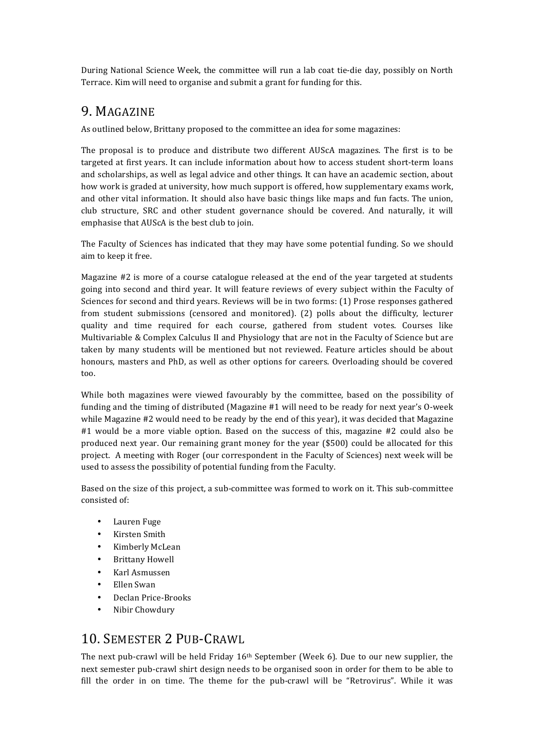During National Science Week, the committee will run a lab coat tie-die day, possibly on North Terrace. Kim will need to organise and submit a grant for funding for this.

## 9. MAGAZINE

As outlined below, Brittany proposed to the committee an idea for some magazines:

The proposal is to produce and distribute two different AUScA magazines. The first is to be targeted at first years. It can include information about how to access student short-term loans and scholarships, as well as legal advice and other things. It can have an academic section, about how work is graded at university, how much support is offered, how supplementary exams work, and other vital information. It should also have basic things like maps and fun facts. The union, club structure, SRC and other student governance should be covered. And naturally, it will emphasise that AUScA is the best club to join.

The Faculty of Sciences has indicated that they may have some potential funding. So we should aim to keep it free.

Magazine #2 is more of a course catalogue released at the end of the year targeted at students going into second and third year. It will feature reviews of every subject within the Faculty of Sciences for second and third years. Reviews will be in two forms: (1) Prose responses gathered from student submissions (censored and monitored). (2) polls about the difficulty, lecturer quality and time required for each course, gathered from student votes. Courses like Multivariable & Complex Calculus II and Physiology that are not in the Faculty of Science but are taken by many students will be mentioned but not reviewed. Feature articles should be about honours, masters and PhD, as well as other options for careers. Overloading should be covered too.

While both magazines were viewed favourably by the committee, based on the possibility of funding and the timing of distributed (Magazine #1 will need to be ready for next year's O-week while Magazine #2 would need to be ready by the end of this year), it was decided that Magazine #1 would be a more viable option. Based on the success of this, magazine #2 could also be produced next year. Our remaining grant money for the year ($500) could be allocated for this project. A meeting with Roger (our correspondent in the Faculty of Sciences) next week will be used to assess the possibility of potential funding from the Faculty.

Based on the size of this project, a sub-committee was formed to work on it. This sub-committee consisted of:

- Lauren Fuge
- Kirsten Smith
- Kimberly McLean
- Brittany Howell
- Karl Asmussen
- Ellen Swan
- Declan Price-Brooks
- Nibir Chowdury

## 10. SEMESTER 2 PUB-CRAWL

The next pub-crawl will be held Friday 16th September (Week 6). Due to our new supplier, the next semester pub-crawl shirt design needs to be organised soon in order for them to be able to fill the order in on time. The theme for the pub-crawl will be "Retrovirus". While it was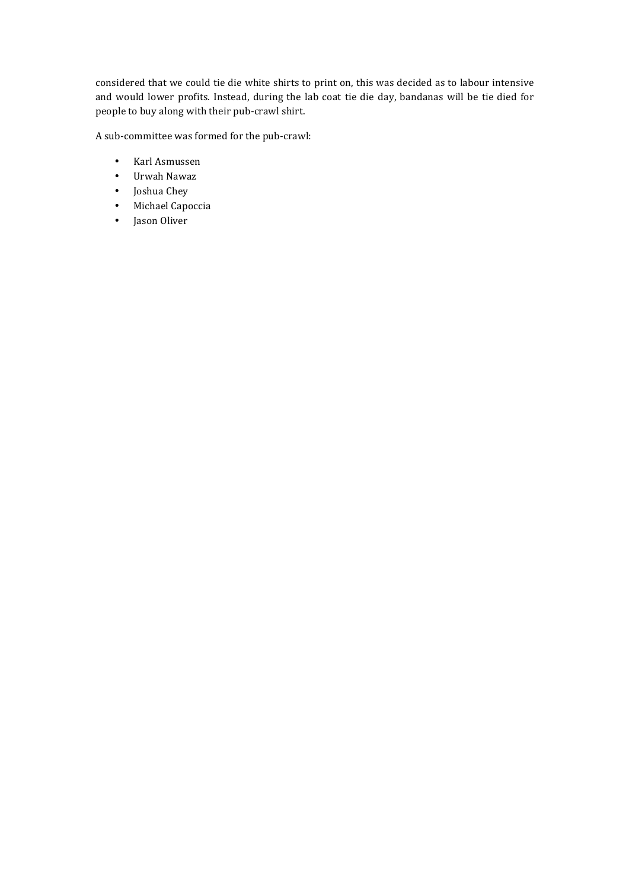considered that we could tie die white shirts to print on, this was decided as to labour intensive and would lower profits. Instead, during the lab coat tie die day, bandanas will be tie died for people to buy along with their pub-crawl shirt.

A sub-committee was formed for the pub-crawl:

- Karl Asmussen
- Urwah Nawaz
- Joshua Chey
- Michael Capoccia
- Jason Oliver